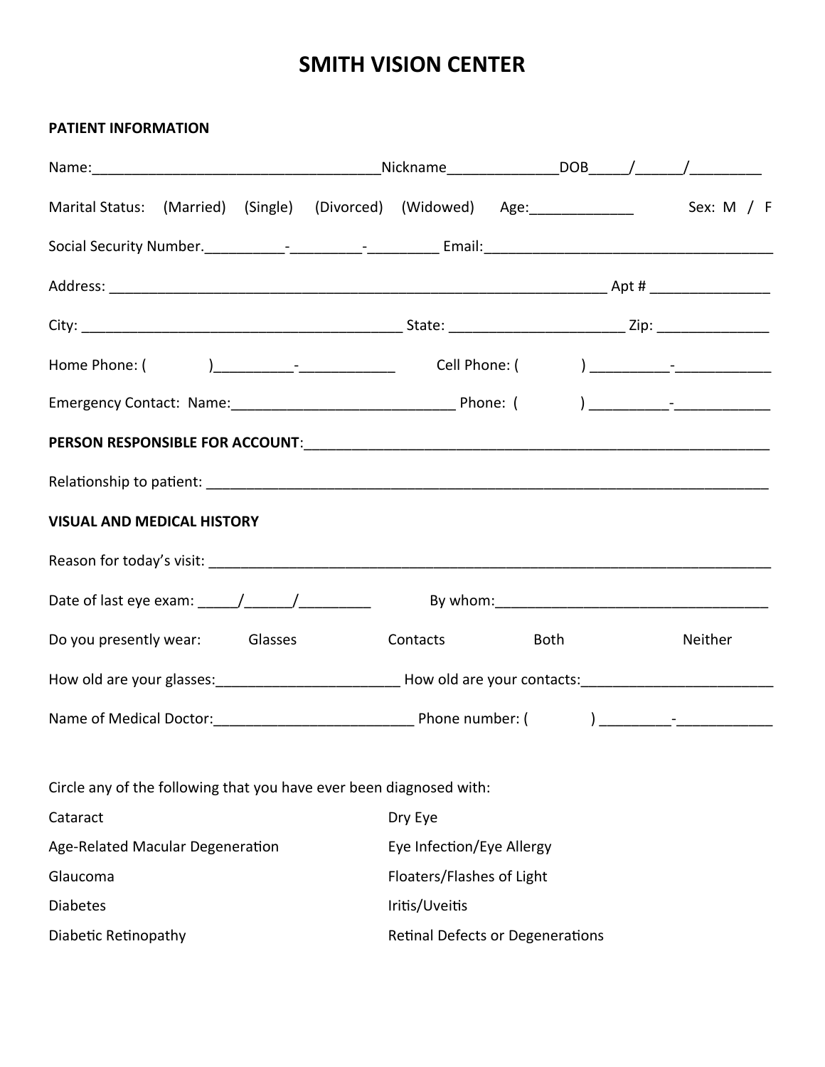# SMITH VISION CENTER

**PATIENT INFORMATION**

Name:____________________________________Nickname_____________DOB_____/______/_________

Marital Status: (Married) (Single) (Divorced) (Widowed) Age:_____________ Sex: M / F

Social Security Number.__________-_________-_________ Email:____________________________________

Address: ______________________________________________________________ Apt # _______________

City: ________________________________________ State: ______________________ Zip: ______________

Home Phone: ( )__________-____________ Cell Phone: ( ) __________-____________

Emergency Contact: Name:____________________________ Phone: ( ) __________-____________

**PERSON RESPONSIBLE FOR ACCOUNT**:_____________________________________________________________

Relationship to patient: ______________________________________________________________________

**VISUAL AND MEDICAL HISTORY**

Reason for today's visit: ______________________________________________________________________

Date of last eye exam: _____/______/_________ By whom:__________________________________

Do you presently wear: Glasses Contacts Both Neither

How old are your glasses:_______________________ How old are your contacts:________________________

Name of Medical Doctor:_________________________ Phone number: ( ) _________-____________

Circle any of the following that you have ever been diagnosed with:

- Cataract
- Age-Related Macular Degeneration
- Glaucoma
- Diabetes
- Diabetic Retinopathy
- Dry Eye
- Eye Infection/Eye Allergy
- Floaters/Flashes of Light
- Iritis/Uveitis
- Retinal Defects or Degenerations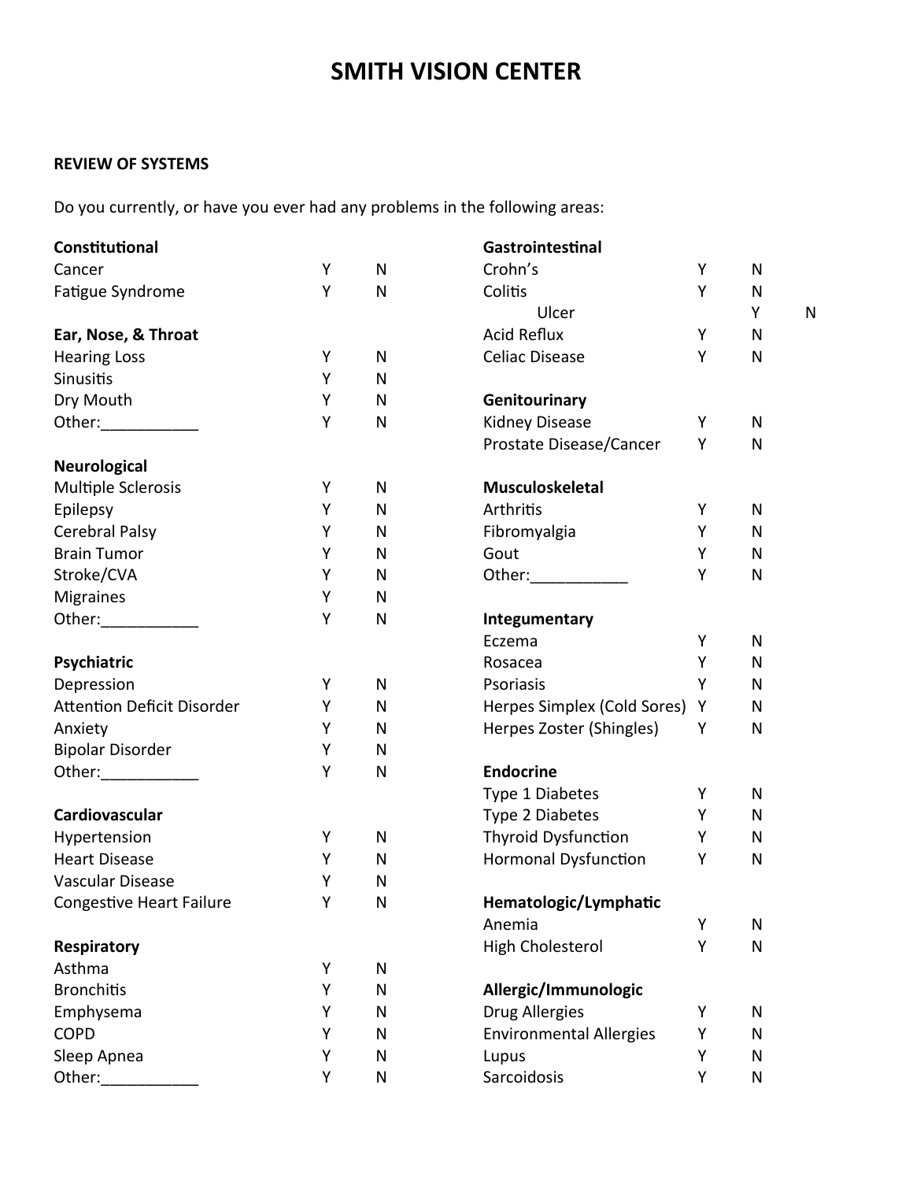# SMITH VISION CENTER

**REVIEW OF SYSTEMS**

Do you currently, or have you ever had any problems in the following areas:

| **Constitutional** | | |
|---|---|---|
| Cancer | Y | N |
| Fatigue Syndrome | Y | N |

| **Ear, Nose, & Throat** | | |
|---|---|---|
| Hearing Loss | Y | N |
| Sinusitis | Y | N |
| Dry Mouth | Y | N |
| Other:___________ | Y | N |

| **Neurological** | | |
|---|---|---|
| Multiple Sclerosis | Y | N |
| Epilepsy | Y | N |
| Cerebral Palsy | Y | N |
| Brain Tumor | Y | N |
| Stroke/CVA | Y | N |
| Migraines | Y | N |
| Other:___________ | Y | N |

| **Psychiatric** | | |
|---|---|---|
| Depression | Y | N |
| Attention Deficit Disorder | Y | N |
| Anxiety | Y | N |
| Bipolar Disorder | Y | N |
| Other:___________ | Y | N |

| **Cardiovascular** | | |
|---|---|---|
| Hypertension | Y | N |
| Heart Disease | Y | N |
| Vascular Disease | Y | N |
| Congestive Heart Failure | Y | N |

| **Respiratory** | | |
|---|---|---|
| Asthma | Y | N |
| Bronchitis | Y | N |
| Emphysema | Y | N |
| COPD | Y | N |
| Sleep Apnea | Y | N |
| Other:___________ | Y | N |

| **Gastrointestinal** | | |
|---|---|---|
| Crohn's | Y | N |
| Colitis | Y | N |
| Ulcer | Y | N |
| Acid Reflux | Y | N |
| Celiac Disease | Y | N |

| **Genitourinary** | | |
|---|---|---|
| Kidney Disease | Y | N |
| Prostate Disease/Cancer | Y | N |

| **Musculoskeletal** | | |
|---|---|---|
| Arthritis | Y | N |
| Fibromyalgia | Y | N |
| Gout | Y | N |
| Other:___________ | Y | N |

| **Integumentary** | | |
|---|---|---|
| Eczema | Y | N |
| Rosacea | Y | N |
| Psoriasis | Y | N |
| Herpes Simplex (Cold Sores) | Y | N |
| Herpes Zoster (Shingles) | Y | N |

| **Endocrine** | | |
|---|---|---|
| Type 1 Diabetes | Y | N |
| Type 2 Diabetes | Y | N |
| Thyroid Dysfunction | Y | N |
| Hormonal Dysfunction | Y | N |

| **Hematologic/Lymphatic** | | |
|---|---|---|
| Anemia | Y | N |
| High Cholesterol | Y | N |

| **Allergic/Immunologic** | | |
|---|---|---|
| Drug Allergies | Y | N |
| Environmental Allergies | Y | N |
| Lupus | Y | N |
| Sarcoidosis | Y | N |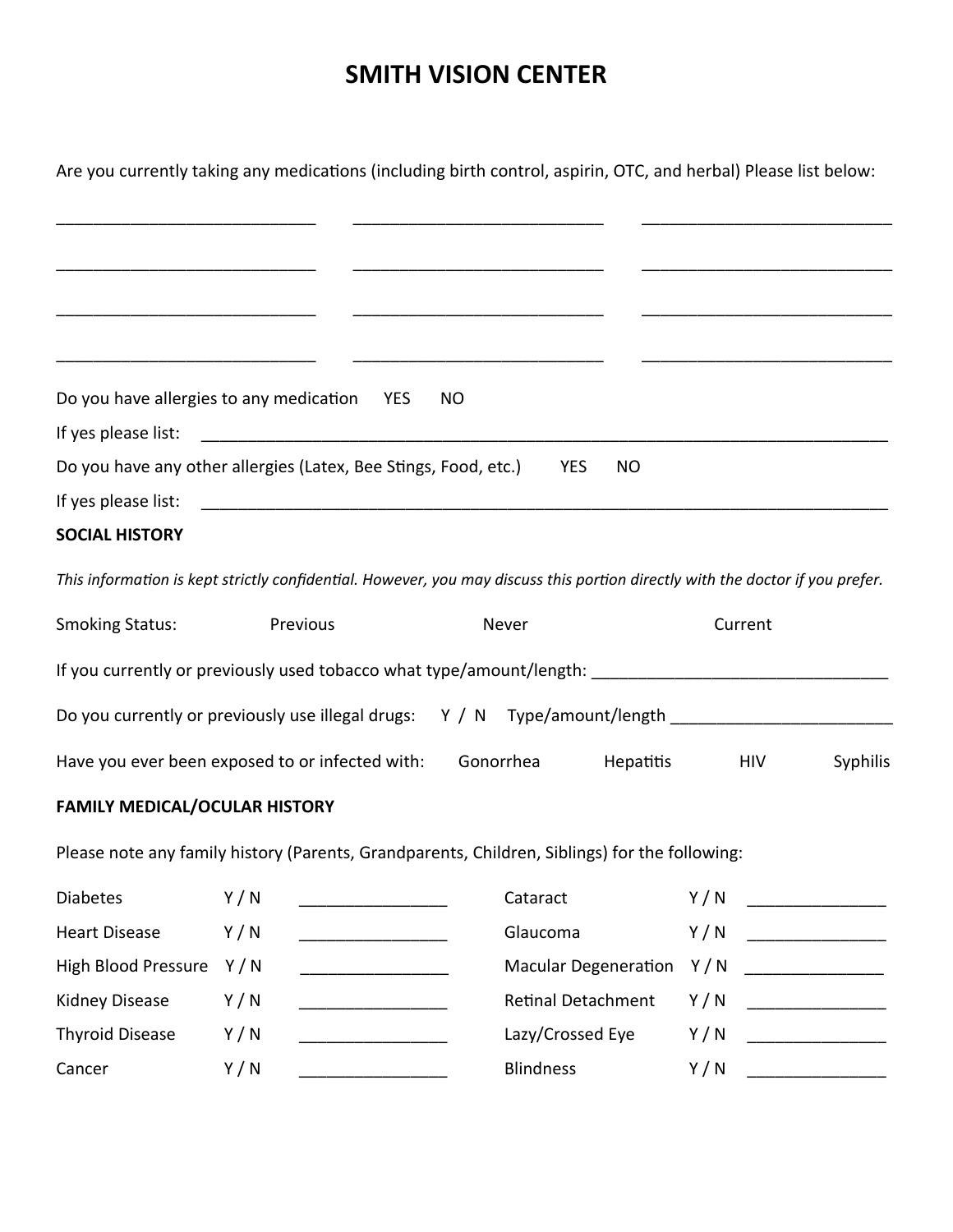# SMITH VISION CENTER

Are you currently taking any medications (including birth control, aspirin, OTC, and herbal) Please list below:

_____________________________ _____________________________ _____________________________

_____________________________ _____________________________ _____________________________

_____________________________ _____________________________ _____________________________

_____________________________ _____________________________ _____________________________

Do you have allergies to any medication YES NO

If yes please list: ______________________________________________________________________________

Do you have any other allergies (Latex, Bee Stings, Food, etc.) YES NO

If yes please list: ______________________________________________________________________________

**SOCIAL HISTORY**

*This information is kept strictly confidential. However, you may discuss this portion directly with the doctor if you prefer.*

Smoking Status: Previous Never Current

If you currently or previously used tobacco what type/amount/length: ______________________________

Do you currently or previously use illegal drugs: Y / N Type/amount/length ________________________

Have you ever been exposed to or infected with: Gonorrhea Hepatitis HIV Syphilis

**FAMILY MEDICAL/OCULAR HISTORY**

Please note any family history (Parents, Grandparents, Children, Siblings) for the following:

| Condition | Y / N | Details | Condition | Y / N | Details |
|---|---|---|---|---|---|
| Diabetes | Y / N | ________________ | Cataract | Y / N | ________________ |
| Heart Disease | Y / N | ________________ | Glaucoma | Y / N | ________________ |
| High Blood Pressure | Y / N | ________________ | Macular Degeneration | Y / N | ________________ |
| Kidney Disease | Y / N | ________________ | Retinal Detachment | Y / N | ________________ |
| Thyroid Disease | Y / N | ________________ | Lazy/Crossed Eye | Y / N | ________________ |
| Cancer | Y / N | ________________ | Blindness | Y / N | ________________ |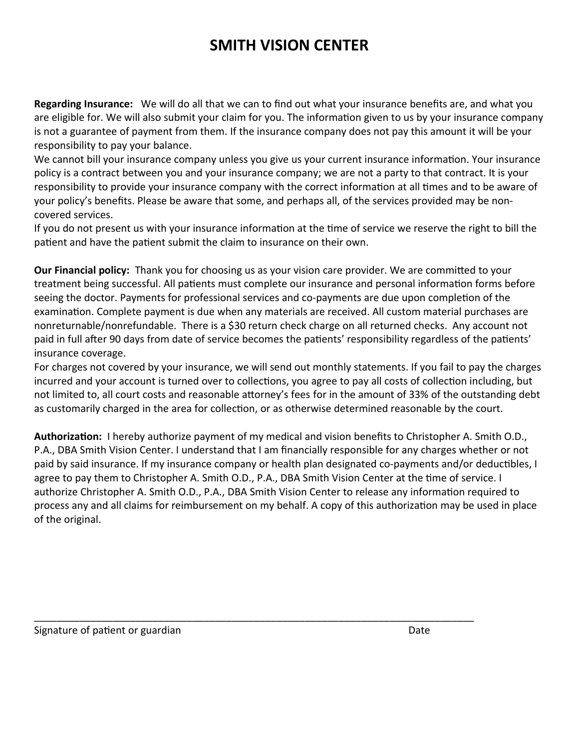# SMITH VISION CENTER

**Regarding Insurance:** We will do all that we can to find out what your insurance benefits are, and what you are eligible for. We will also submit your claim for you. The information given to us by your insurance company is not a guarantee of payment from them. If the insurance company does not pay this amount it will be your responsibility to pay your balance.
We cannot bill your insurance company unless you give us your current insurance information. Your insurance policy is a contract between you and your insurance company; we are not a party to that contract. It is your responsibility to provide your insurance company with the correct information at all times and to be aware of your policy's benefits. Please be aware that some, and perhaps all, of the services provided may be non-covered services.
If you do not present us with your insurance information at the time of service we reserve the right to bill the patient and have the patient submit the claim to insurance on their own.

**Our Financial policy:** Thank you for choosing us as your vision care provider. We are committed to your treatment being successful. All patients must complete our insurance and personal information forms before seeing the doctor. Payments for professional services and co-payments are due upon completion of the examination. Complete payment is due when any materials are received. All custom material purchases are nonreturnable/nonrefundable. There is a $30 return check charge on all returned checks. Any account not paid in full after 90 days from date of service becomes the patients' responsibility regardless of the patients' insurance coverage.
For charges not covered by your insurance, we will send out monthly statements. If you fail to pay the charges incurred and your account is turned over to collections, you agree to pay all costs of collection including, but not limited to, all court costs and reasonable attorney's fees for in the amount of 33% of the outstanding debt as customarily charged in the area for collection, or as otherwise determined reasonable by the court.

**Authorization:** I hereby authorize payment of my medical and vision benefits to Christopher A. Smith O.D., P.A., DBA Smith Vision Center. I understand that I am financially responsible for any charges whether or not paid by said insurance. If my insurance company or health plan designated co-payments and/or deductibles, I agree to pay them to Christopher A. Smith O.D., P.A., DBA Smith Vision Center at the time of service. I authorize Christopher A. Smith O.D., P.A., DBA Smith Vision Center to release any information required to process any and all claims for reimbursement on my behalf. A copy of this authorization may be used in place of the original.

_____________________________________________________________________________

Signature of patient or guardian Date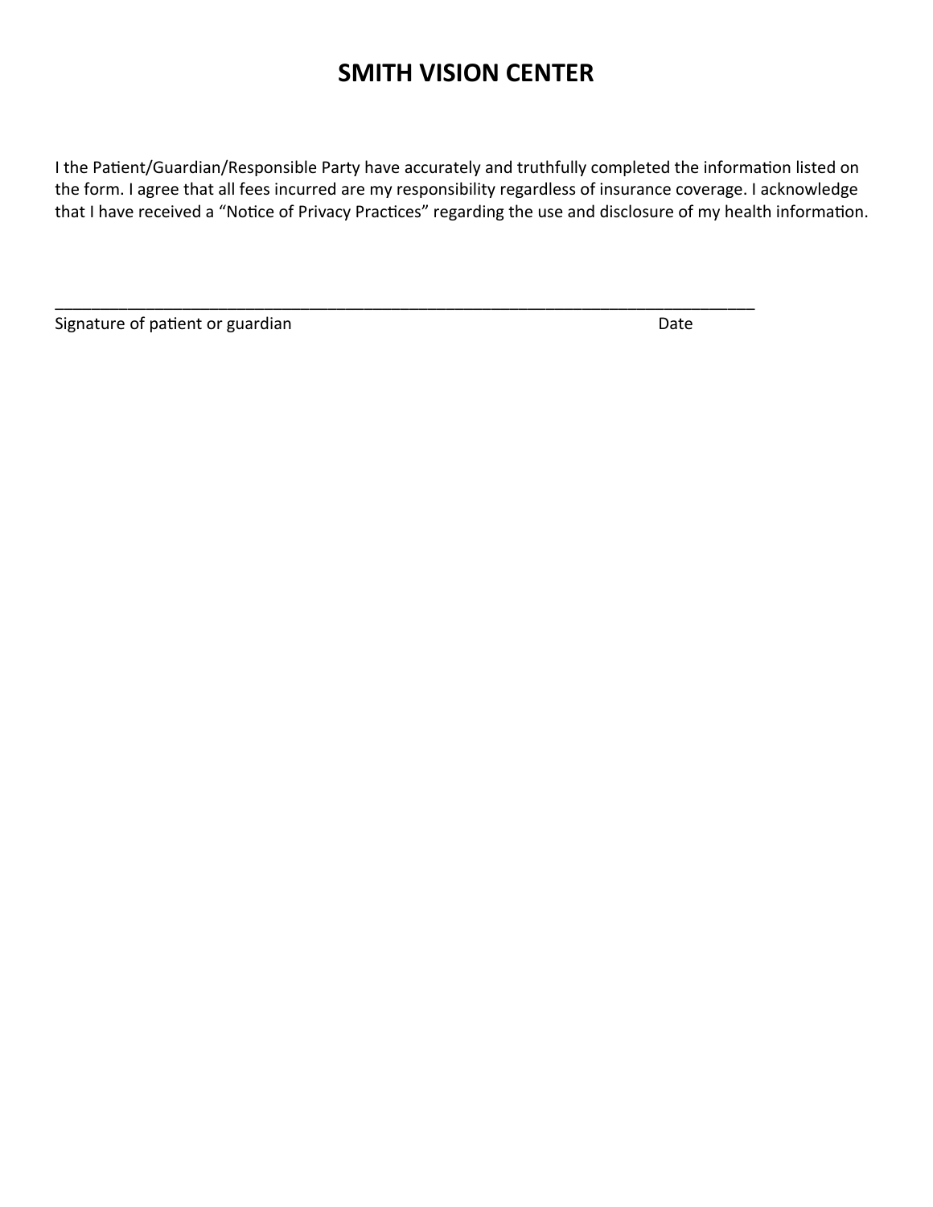# SMITH VISION CENTER

I the Patient/Guardian/Responsible Party have accurately and truthfully completed the information listed on the form. I agree that all fees incurred are my responsibility regardless of insurance coverage. I acknowledge that I have received a “Notice of Privacy Practices” regarding the use and disclosure of my health information.

_______________________________________________________________________________

Signature of patient or guardian                                                                                                   Date